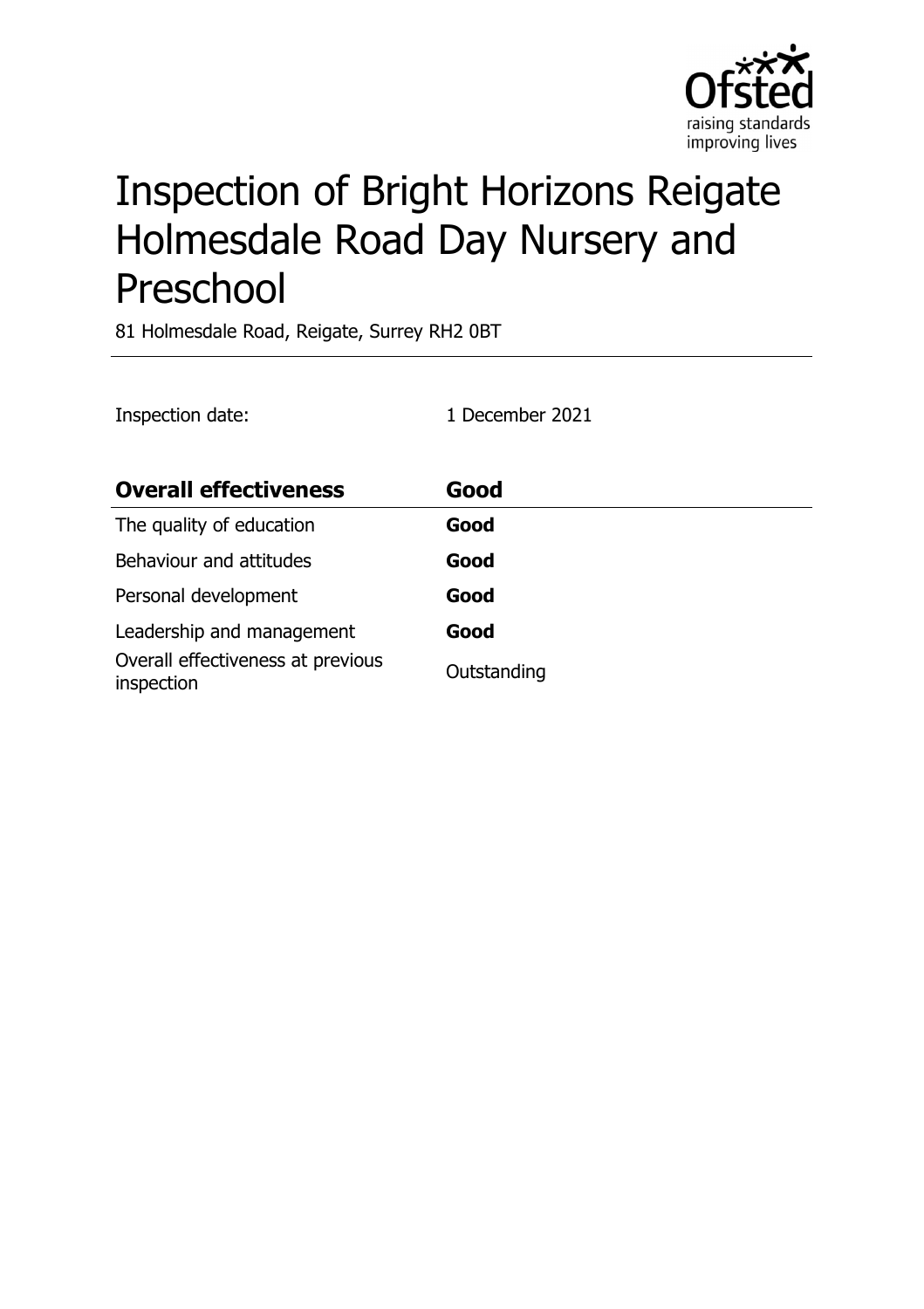# Inspection of Bright Horizons Reigate Holmesdale Road Day Nursery and Preschool

81 Holmesdale Road, Reigate, Surrey RH2 0BT

Inspection date: 1 December 2021

| **Overall effectiveness** | **Good** |
| --- | --- |
| The quality of education | **Good** |
| Behaviour and attitudes | **Good** |
| Personal development | **Good** |
| Leadership and management | **Good** |
| Overall effectiveness at previous inspection | Outstanding |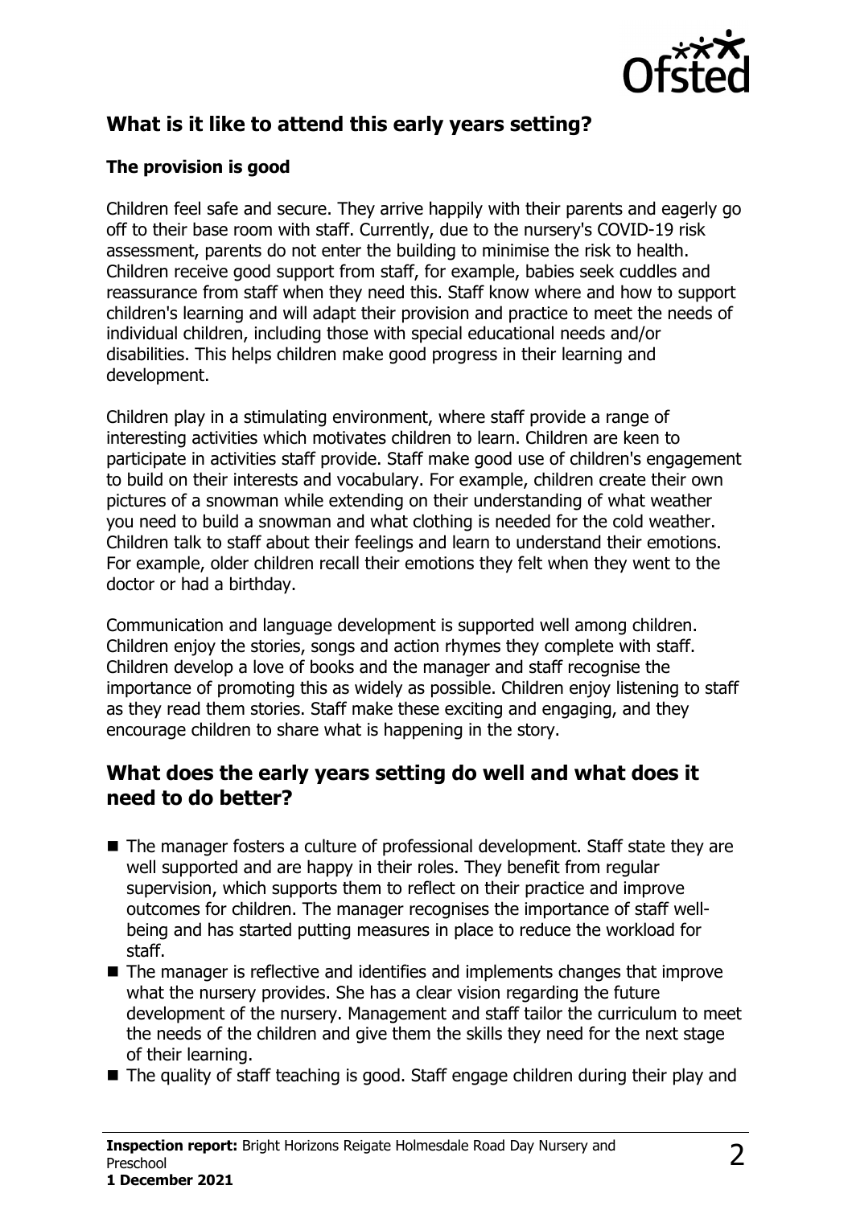## What is it like to attend this early years setting?

### The provision is good

Children feel safe and secure. They arrive happily with their parents and eagerly go off to their base room with staff. Currently, due to the nursery's COVID-19 risk assessment, parents do not enter the building to minimise the risk to health. Children receive good support from staff, for example, babies seek cuddles and reassurance from staff when they need this. Staff know where and how to support children's learning and will adapt their provision and practice to meet the needs of individual children, including those with special educational needs and/or disabilities. This helps children make good progress in their learning and development.

Children play in a stimulating environment, where staff provide a range of interesting activities which motivates children to learn. Children are keen to participate in activities staff provide. Staff make good use of children's engagement to build on their interests and vocabulary. For example, children create their own pictures of a snowman while extending on their understanding of what weather you need to build a snowman and what clothing is needed for the cold weather. Children talk to staff about their feelings and learn to understand their emotions. For example, older children recall their emotions they felt when they went to the doctor or had a birthday.

Communication and language development is supported well among children. Children enjoy the stories, songs and action rhymes they complete with staff. Children develop a love of books and the manager and staff recognise the importance of promoting this as widely as possible. Children enjoy listening to staff as they read them stories. Staff make these exciting and engaging, and they encourage children to share what is happening in the story.

## What does the early years setting do well and what does it need to do better?

- The manager fosters a culture of professional development. Staff state they are well supported and are happy in their roles. They benefit from regular supervision, which supports them to reflect on their practice and improve outcomes for children. The manager recognises the importance of staff well-being and has started putting measures in place to reduce the workload for staff.
- The manager is reflective and identifies and implements changes that improve what the nursery provides. She has a clear vision regarding the future development of the nursery. Management and staff tailor the curriculum to meet the needs of the children and give them the skills they need for the next stage of their learning.
- The quality of staff teaching is good. Staff engage children during their play and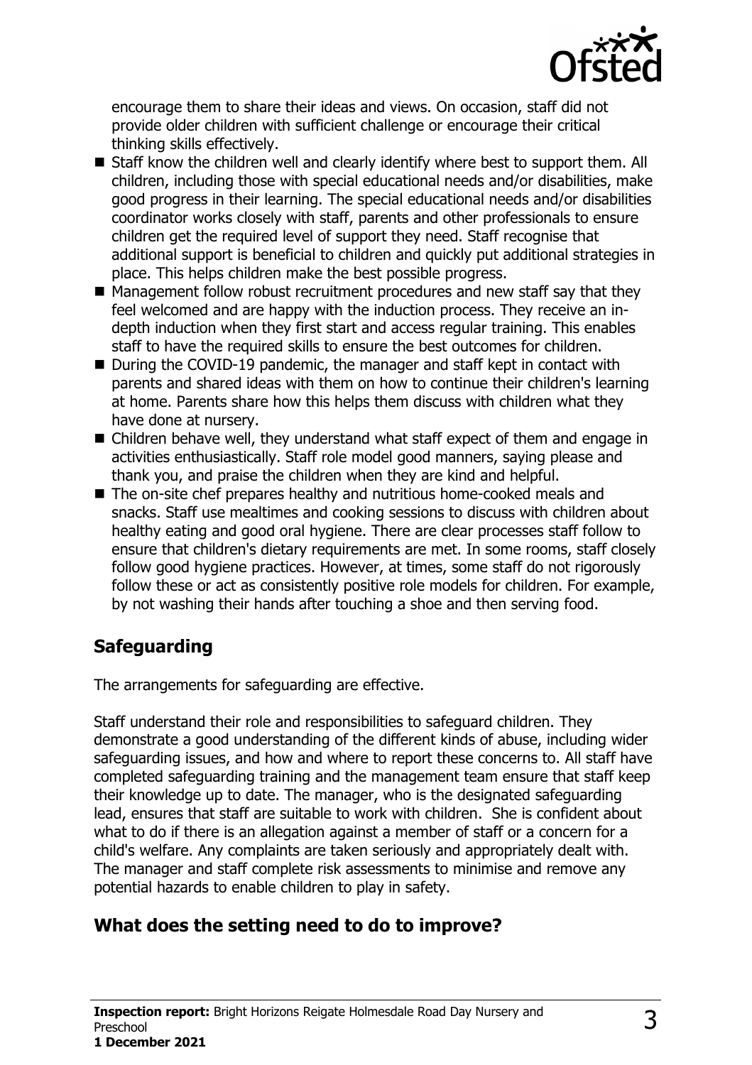encourage them to share their ideas and views. On occasion, staff did not provide older children with sufficient challenge or encourage their critical thinking skills effectively.

- Staff know the children well and clearly identify where best to support them. All children, including those with special educational needs and/or disabilities, make good progress in their learning. The special educational needs and/or disabilities coordinator works closely with staff, parents and other professionals to ensure children get the required level of support they need. Staff recognise that additional support is beneficial to children and quickly put additional strategies in place. This helps children make the best possible progress.
- Management follow robust recruitment procedures and new staff say that they feel welcomed and are happy with the induction process. They receive an in-depth induction when they first start and access regular training. This enables staff to have the required skills to ensure the best outcomes for children.
- During the COVID-19 pandemic, the manager and staff kept in contact with parents and shared ideas with them on how to continue their children's learning at home. Parents share how this helps them discuss with children what they have done at nursery.
- Children behave well, they understand what staff expect of them and engage in activities enthusiastically. Staff role model good manners, saying please and thank you, and praise the children when they are kind and helpful.
- The on-site chef prepares healthy and nutritious home-cooked meals and snacks. Staff use mealtimes and cooking sessions to discuss with children about healthy eating and good oral hygiene. There are clear processes staff follow to ensure that children's dietary requirements are met. In some rooms, staff closely follow good hygiene practices. However, at times, some staff do not rigorously follow these or act as consistently positive role models for children. For example, by not washing their hands after touching a shoe and then serving food.

## Safeguarding

The arrangements for safeguarding are effective.

Staff understand their role and responsibilities to safeguard children. They demonstrate a good understanding of the different kinds of abuse, including wider safeguarding issues, and how and where to report these concerns to. All staff have completed safeguarding training and the management team ensure that staff keep their knowledge up to date. The manager, who is the designated safeguarding lead, ensures that staff are suitable to work with children. She is confident about what to do if there is an allegation against a member of staff or a concern for a child's welfare. Any complaints are taken seriously and appropriately dealt with. The manager and staff complete risk assessments to minimise and remove any potential hazards to enable children to play in safety.

## What does the setting need to do to improve?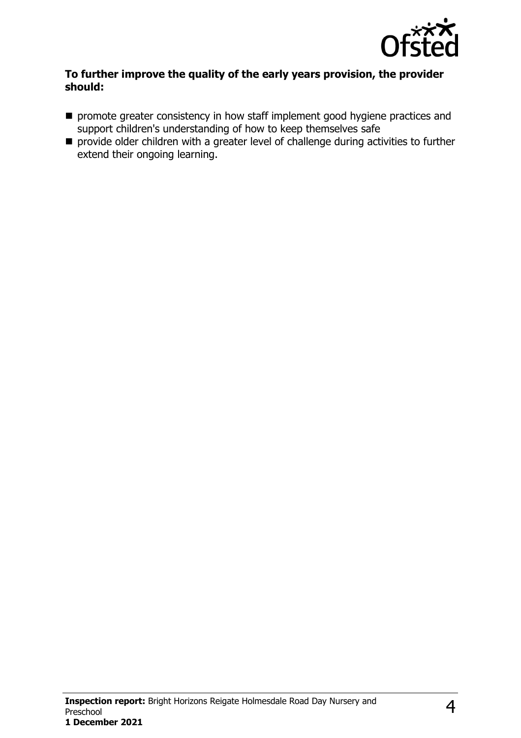**To further improve the quality of the early years provision, the provider should:**

- promote greater consistency in how staff implement good hygiene practices and support children's understanding of how to keep themselves safe
- provide older children with a greater level of challenge during activities to further extend their ongoing learning.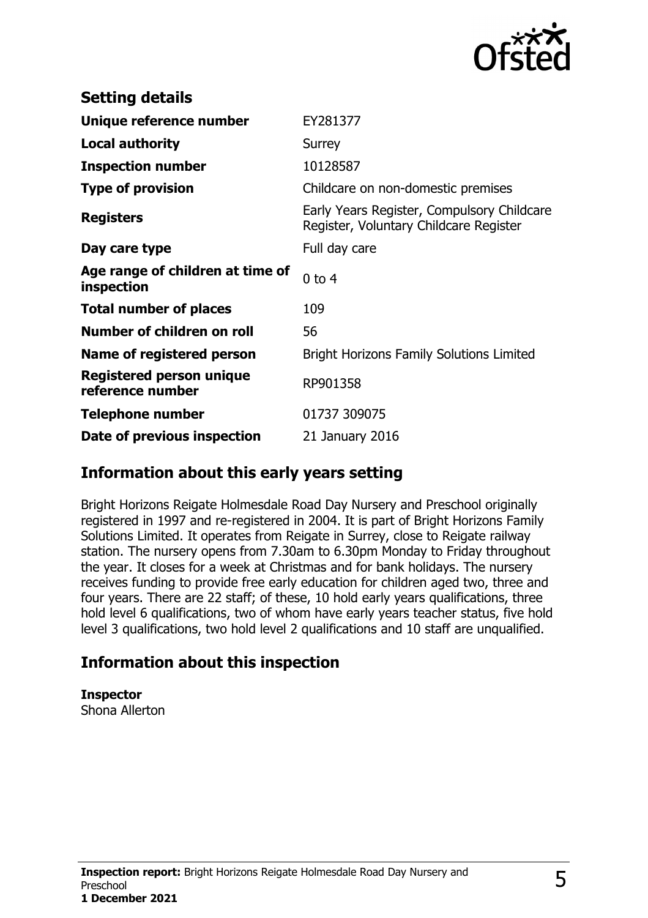## Setting details

| | |
|---|---|
| **Unique reference number** | EY281377 |
| **Local authority** | Surrey |
| **Inspection number** | 10128587 |
| **Type of provision** | Childcare on non-domestic premises |
| **Registers** | Early Years Register, Compulsory Childcare Register, Voluntary Childcare Register |
| **Day care type** | Full day care |
| **Age range of children at time of inspection** | 0 to 4 |
| **Total number of places** | 109 |
| **Number of children on roll** | 56 |
| **Name of registered person** | Bright Horizons Family Solutions Limited |
| **Registered person unique reference number** | RP901358 |
| **Telephone number** | 01737 309075 |
| **Date of previous inspection** | 21 January 2016 |

## Information about this early years setting

Bright Horizons Reigate Holmesdale Road Day Nursery and Preschool originally registered in 1997 and re-registered in 2004. It is part of Bright Horizons Family Solutions Limited. It operates from Reigate in Surrey, close to Reigate railway station. The nursery opens from 7.30am to 6.30pm Monday to Friday throughout the year. It closes for a week at Christmas and for bank holidays. The nursery receives funding to provide free early education for children aged two, three and four years. There are 22 staff; of these, 10 hold early years qualifications, three hold level 6 qualifications, two of whom have early years teacher status, five hold level 3 qualifications, two hold level 2 qualifications and 10 staff are unqualified.

## Information about this inspection

**Inspector**
Shona Allerton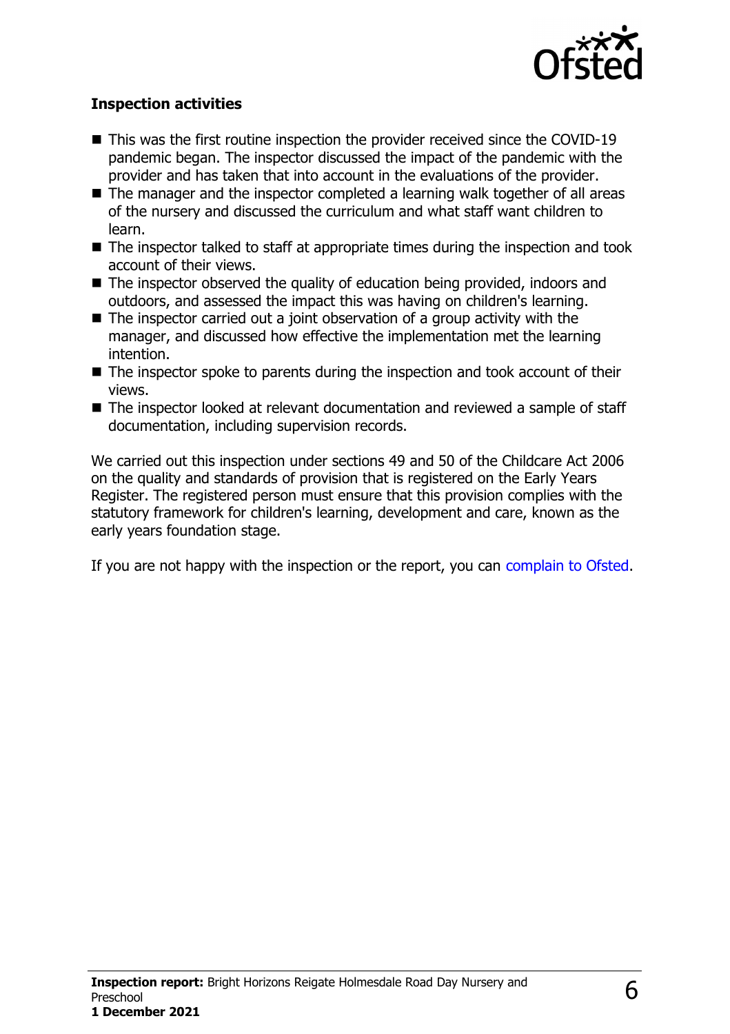### Inspection activities

- This was the first routine inspection the provider received since the COVID-19 pandemic began. The inspector discussed the impact of the pandemic with the provider and has taken that into account in the evaluations of the provider.
- The manager and the inspector completed a learning walk together of all areas of the nursery and discussed the curriculum and what staff want children to learn.
- The inspector talked to staff at appropriate times during the inspection and took account of their views.
- The inspector observed the quality of education being provided, indoors and outdoors, and assessed the impact this was having on children's learning.
- The inspector carried out a joint observation of a group activity with the manager, and discussed how effective the implementation met the learning intention.
- The inspector spoke to parents during the inspection and took account of their views.
- The inspector looked at relevant documentation and reviewed a sample of staff documentation, including supervision records.

We carried out this inspection under sections 49 and 50 of the Childcare Act 2006 on the quality and standards of provision that is registered on the Early Years Register. The registered person must ensure that this provision complies with the statutory framework for children's learning, development and care, known as the early years foundation stage.

If you are not happy with the inspection or the report, you can complain to Ofsted.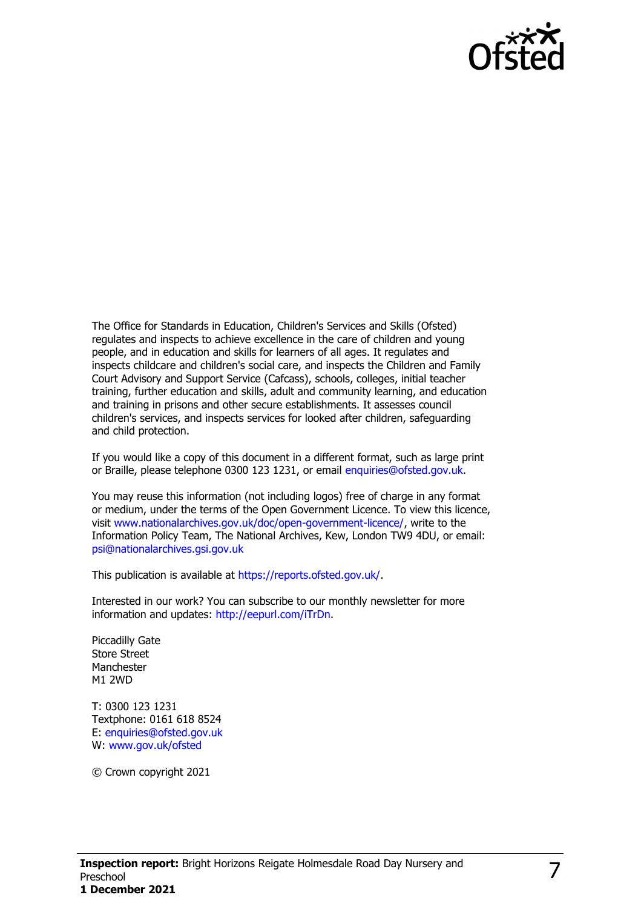The Office for Standards in Education, Children's Services and Skills (Ofsted) regulates and inspects to achieve excellence in the care of children and young people, and in education and skills for learners of all ages. It regulates and inspects childcare and children's social care, and inspects the Children and Family Court Advisory and Support Service (Cafcass), schools, colleges, initial teacher training, further education and skills, adult and community learning, and education and training in prisons and other secure establishments. It assesses council children's services, and inspects services for looked after children, safeguarding and child protection.

If you would like a copy of this document in a different format, such as large print or Braille, please telephone 0300 123 1231, or email enquiries@ofsted.gov.uk.

You may reuse this information (not including logos) free of charge in any format or medium, under the terms of the Open Government Licence. To view this licence, visit www.nationalarchives.gov.uk/doc/open-government-licence/, write to the Information Policy Team, The National Archives, Kew, London TW9 4DU, or email: psi@nationalarchives.gsi.gov.uk

This publication is available at https://reports.ofsted.gov.uk/.

Interested in our work? You can subscribe to our monthly newsletter for more information and updates: http://eepurl.com/iTrDn.

Piccadilly Gate
Store Street
Manchester
M1 2WD

T: 0300 123 1231
Textphone: 0161 618 8524
E: enquiries@ofsted.gov.uk
W: www.gov.uk/ofsted

© Crown copyright 2021